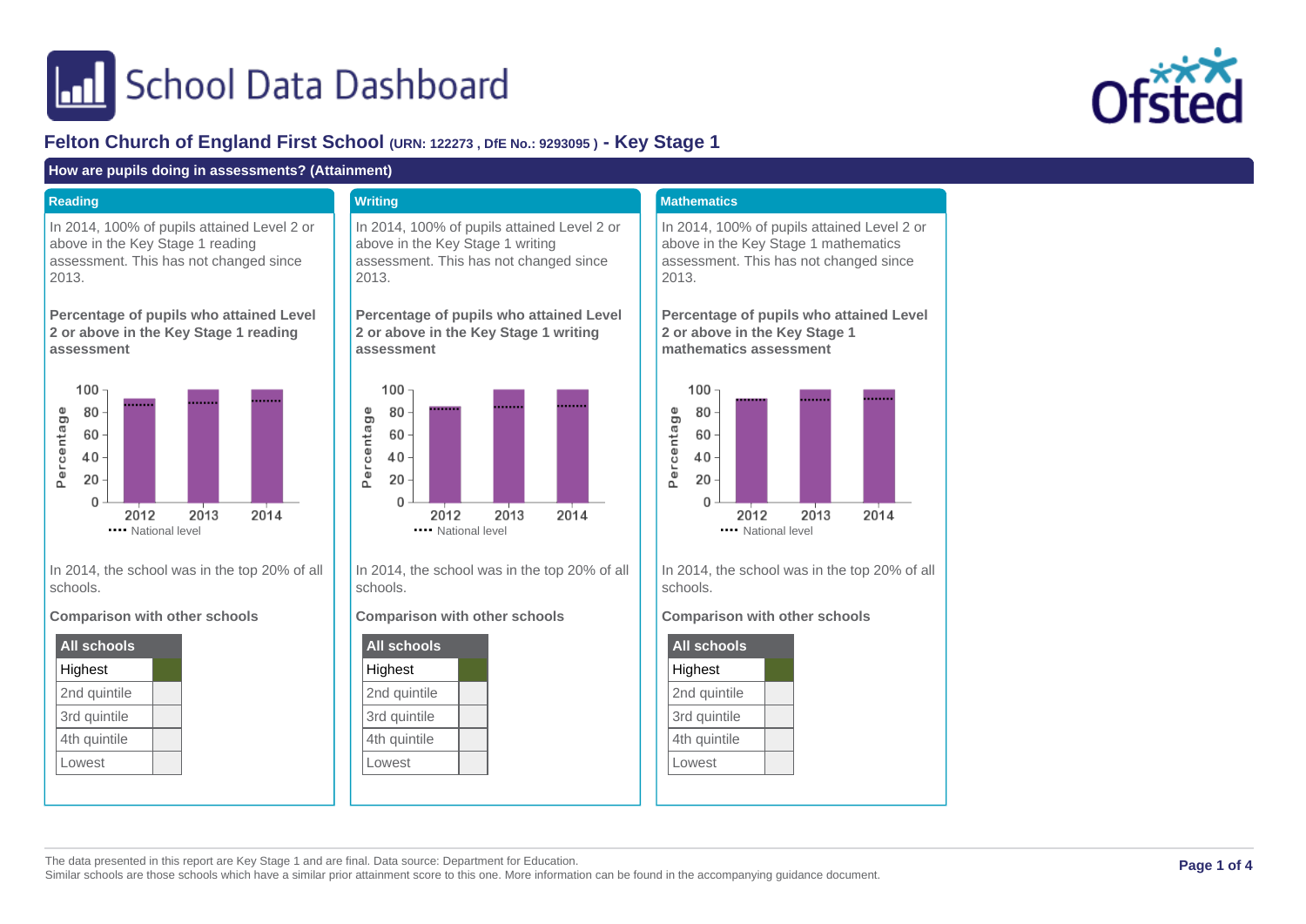# School Data Dashboard

## Felton Church of England First School (URN: 122273 , DfE No.: 9293095 ) - Key Stage 1

### How are pupils doing in assessments? (Attainment)

#### Reading

In 2014, 100% of pupils attained Level 2 or above in the Key Stage 1 reading assessment. This has not changed since 2013.

**Percentage of pupils who attained Level 2 or above in the Key Stage 1 reading assessment**

In 2014, the school was in the top 20% of all schools.

**Comparison with other schools**

| All schools | |
|---|---|
| Highest | ■ |
| 2nd quintile | |
| 3rd quintile | |
| 4th quintile | |
| Lowest | |

#### Writing

In 2014, 100% of pupils attained Level 2 or above in the Key Stage 1 writing assessment. This has not changed since 2013.

**Percentage of pupils who attained Level 2 or above in the Key Stage 1 writing assessment**

In 2014, the school was in the top 20% of all schools.

**Comparison with other schools**

| All schools | |
|---|---|
| Highest | ■ |
| 2nd quintile | |
| 3rd quintile | |
| 4th quintile | |
| Lowest | |

#### Mathematics

In 2014, 100% of pupils attained Level 2 or above in the Key Stage 1 mathematics assessment. This has not changed since 2013.

**Percentage of pupils who attained Level 2 or above in the Key Stage 1 mathematics assessment**

In 2014, the school was in the top 20% of all schools.

**Comparison with other schools**

| All schools | |
|---|---|
| Highest | ■ |
| 2nd quintile | |
| 3rd quintile | |
| 4th quintile | |
| Lowest | |

The data presented in this report are Key Stage 1 and are final. Data source: Department for Education.
Similar schools are those schools which have a similar prior attainment score to this one. More information can be found in the accompanying guidance document.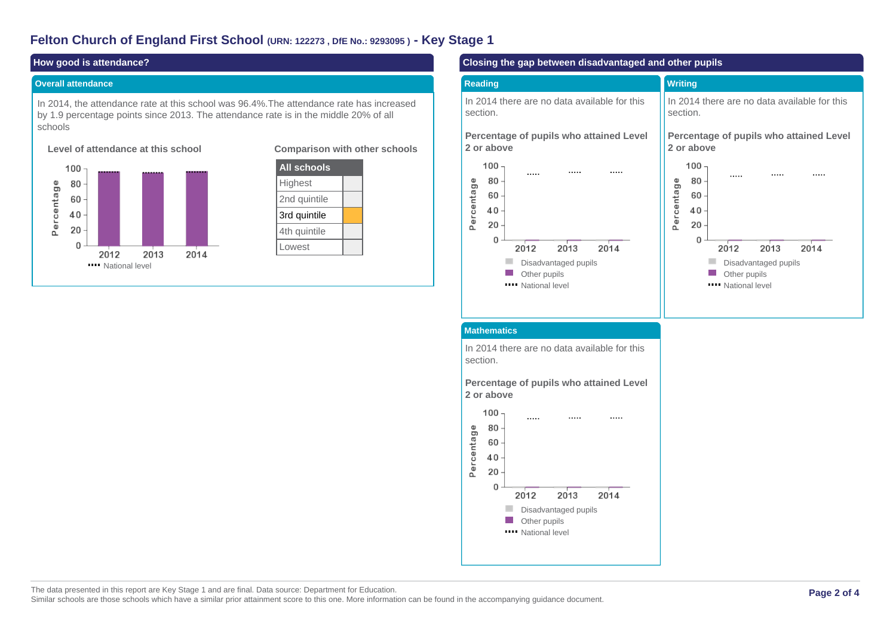# Felton Church of England First School (URN: 122273 , DfE No.: 9293095 ) - Key Stage 1

## How good is attendance?

### Overall attendance

In 2014, the attendance rate at this school was 96.4%.The attendance rate has increased by 1.9 percentage points since 2013. The attendance rate is in the middle 20% of all schools

**Level of attendance at this school**

Percentage

100
80
60
40
20
0

2012 2013 2014

National level

**Comparison with other schools**

| All schools | |
|---|---|
| Highest | |
| 2nd quintile | |
| 3rd quintile | ■ |
| 4th quintile | |
| Lowest | |

## Closing the gap between disadvantaged and other pupils

### Reading

In 2014 there are no data available for this section.

**Percentage of pupils who attained Level 2 or above**

Percentage

100
80
60
40
20
0

2012 2013 2014

Disadvantaged pupils
Other pupils
National level

### Writing

In 2014 there are no data available for this section.

**Percentage of pupils who attained Level 2 or above**

Percentage

100
80
60
40
20
0

2012 2013 2014

Disadvantaged pupils
Other pupils
National level

### Mathematics

In 2014 there are no data available for this section.

**Percentage of pupils who attained Level 2 or above**

Percentage

100
80
60
40
20
0

2012 2013 2014

Disadvantaged pupils
Other pupils
National level

The data presented in this report are Key Stage 1 and are final. Data source: Department for Education.
Similar schools are those schools which have a similar prior attainment score to this one. More information can be found in the accompanying guidance document.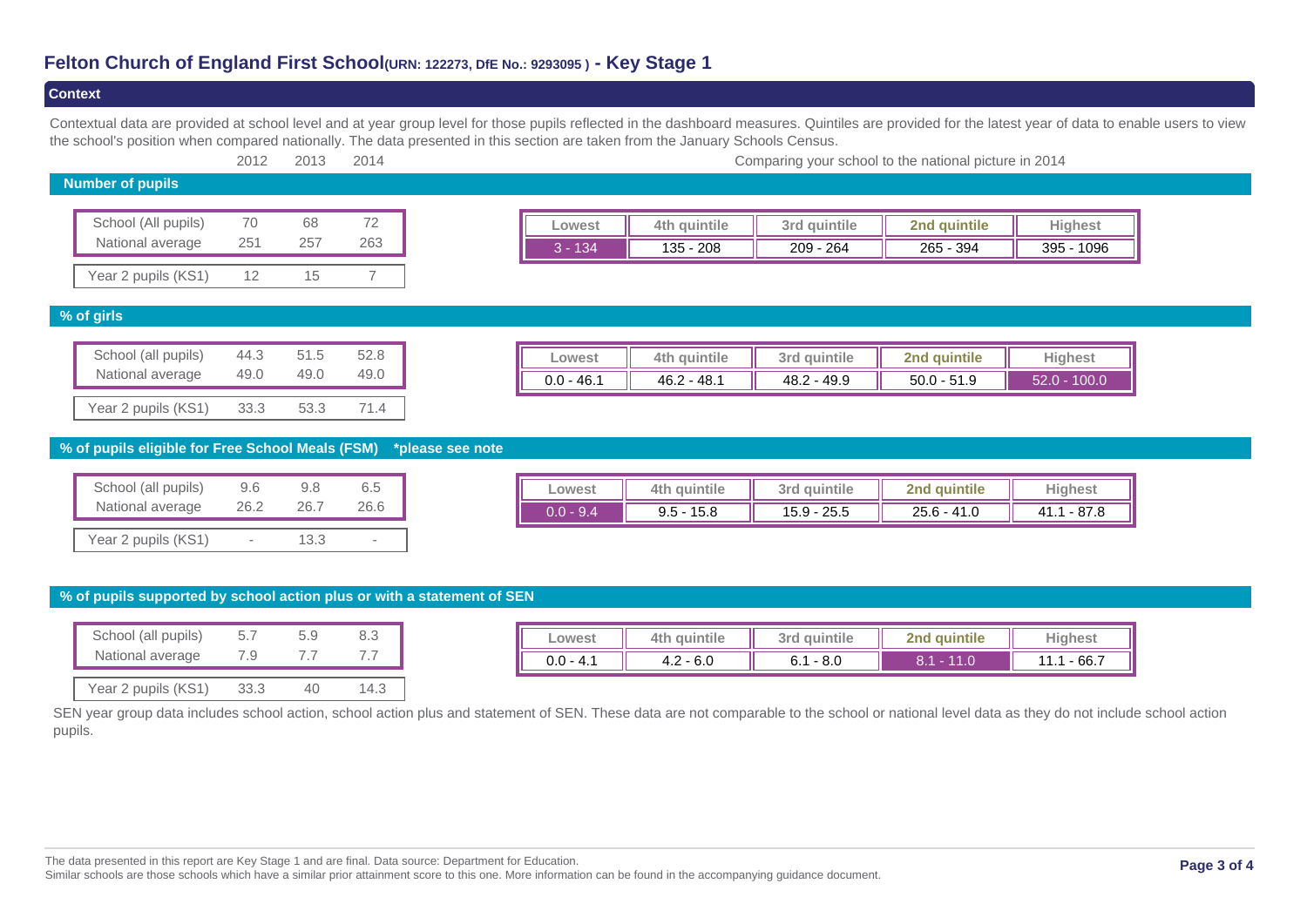# Felton Church of England First School(URN: 122273, DfE No.: 9293095 ) - Key Stage 1

## Context

Contextual data are provided at school level and at year group level for those pupils reflected in the dashboard measures. Quintiles are provided for the latest year of data to enable users to view the school's position when compared nationally. The data presented in this section are taken from the January Schools Census.

Comparing your school to the national picture in 2014

### Number of pupils

| | 2012 | 2013 | 2014 |
|---|---|---|---|
| School (All pupils) | 70 | 68 | 72 |
| National average | 251 | 257 | 263 |
| Year 2 pupils (KS1) | 12 | 15 | 7 |

| Lowest | 4th quintile | 3rd quintile | 2nd quintile | Highest |
|---|---|---|---|---|
| 3 - 134 | 135 - 208 | 209 - 264 | 265 - 394 | 395 - 1096 |

### % of girls

| | 2012 | 2013 | 2014 |
|---|---|---|---|
| School (all pupils) | 44.3 | 51.5 | 52.8 |
| National average | 49.0 | 49.0 | 49.0 |
| Year 2 pupils (KS1) | 33.3 | 53.3 | 71.4 |

| Lowest | 4th quintile | 3rd quintile | 2nd quintile | Highest |
|---|---|---|---|---|
| 0.0 - 46.1 | 46.2 - 48.1 | 48.2 - 49.9 | 50.0 - 51.9 | 52.0 - 100.0 |

### % of pupils eligible for Free School Meals (FSM) *please see note

| | 2012 | 2013 | 2014 |
|---|---|---|---|
| School (all pupils) | 9.6 | 9.8 | 6.5 |
| National average | 26.2 | 26.7 | 26.6 |
| Year 2 pupils (KS1) | - | 13.3 | - |

| Lowest | 4th quintile | 3rd quintile | 2nd quintile | Highest |
|---|---|---|---|---|
| 0.0 - 9.4 | 9.5 - 15.8 | 15.9 - 25.5 | 25.6 - 41.0 | 41.1 - 87.8 |

### % of pupils supported by school action plus or with a statement of SEN

| | 2012 | 2013 | 2014 |
|---|---|---|---|
| School (all pupils) | 5.7 | 5.9 | 8.3 |
| National average | 7.9 | 7.7 | 7.7 |
| Year 2 pupils (KS1) | 33.3 | 40 | 14.3 |

| Lowest | 4th quintile | 3rd quintile | 2nd quintile | Highest |
|---|---|---|---|---|
| 0.0 - 4.1 | 4.2 - 6.0 | 6.1 - 8.0 | 8.1 - 11.0 | 11.1 - 66.7 |

SEN year group data includes school action, school action plus and statement of SEN. These data are not comparable to the school or national level data as they do not include school action pupils.

The data presented in this report are Key Stage 1 and are final. Data source: Department for Education.
Similar schools are those schools which have a similar prior attainment score to this one. More information can be found in the accompanying guidance document.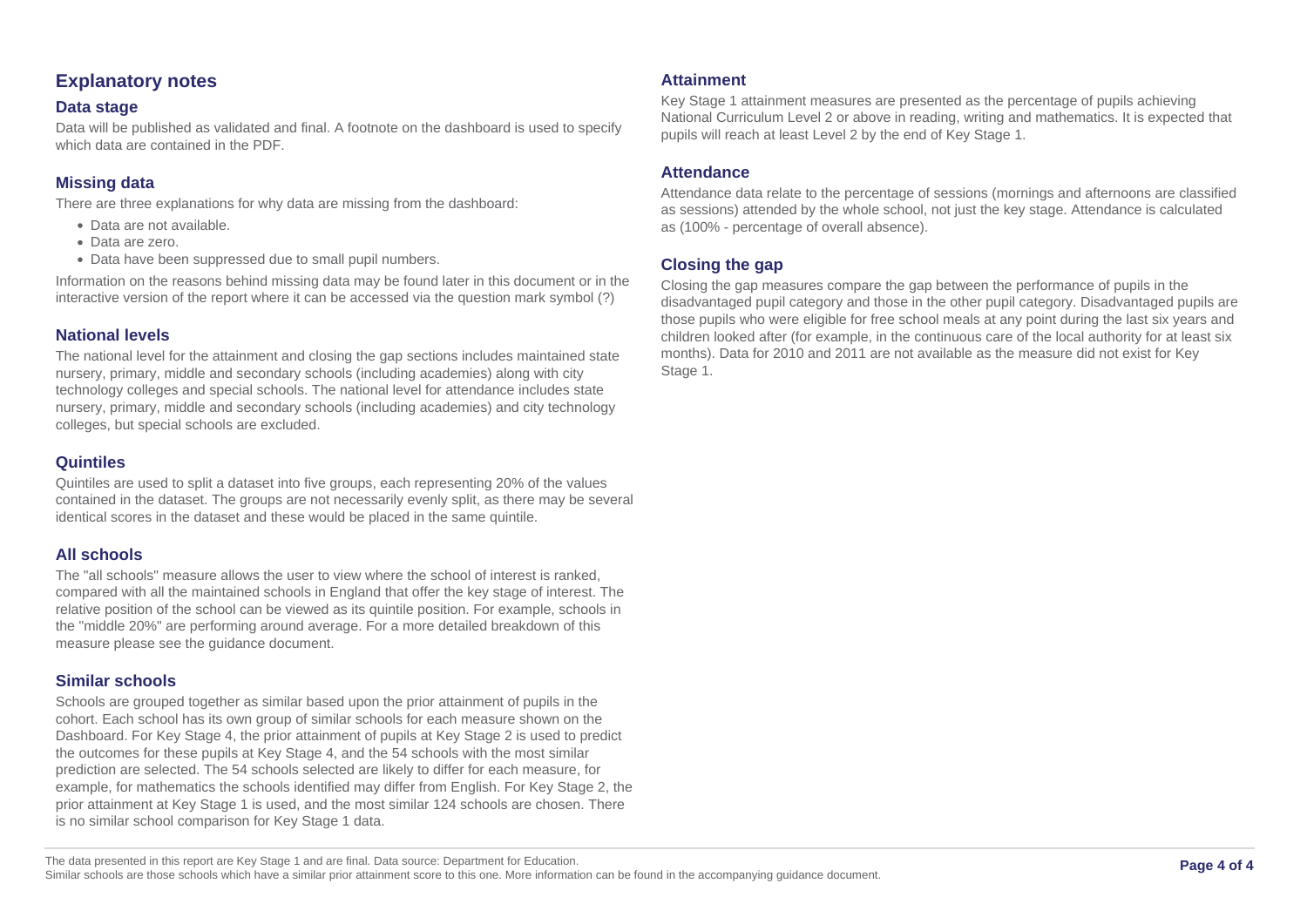# Explanatory notes

## Data stage

Data will be published as validated and final. A footnote on the dashboard is used to specify which data are contained in the PDF.

## Missing data

There are three explanations for why data are missing from the dashboard:

- Data are not available.
- Data are zero.
- Data have been suppressed due to small pupil numbers.

Information on the reasons behind missing data may be found later in this document or in the interactive version of the report where it can be accessed via the question mark symbol (?)

## National levels

The national level for the attainment and closing the gap sections includes maintained state nursery, primary, middle and secondary schools (including academies) along with city technology colleges and special schools. The national level for attendance includes state nursery, primary, middle and secondary schools (including academies) and city technology colleges, but special schools are excluded.

## Quintiles

Quintiles are used to split a dataset into five groups, each representing 20% of the values contained in the dataset. The groups are not necessarily evenly split, as there may be several identical scores in the dataset and these would be placed in the same quintile.

## All schools

The "all schools" measure allows the user to view where the school of interest is ranked, compared with all the maintained schools in England that offer the key stage of interest. The relative position of the school can be viewed as its quintile position. For example, schools in the "middle 20%" are performing around average. For a more detailed breakdown of this measure please see the guidance document.

## Similar schools

Schools are grouped together as similar based upon the prior attainment of pupils in the cohort. Each school has its own group of similar schools for each measure shown on the Dashboard. For Key Stage 4, the prior attainment of pupils at Key Stage 2 is used to predict the outcomes for these pupils at Key Stage 4, and the 54 schools with the most similar prediction are selected. The 54 schools selected are likely to differ for each measure, for example, for mathematics the schools identified may differ from English. For Key Stage 2, the prior attainment at Key Stage 1 is used, and the most similar 124 schools are chosen. There is no similar school comparison for Key Stage 1 data.

## Attainment

Key Stage 1 attainment measures are presented as the percentage of pupils achieving National Curriculum Level 2 or above in reading, writing and mathematics. It is expected that pupils will reach at least Level 2 by the end of Key Stage 1.

## Attendance

Attendance data relate to the percentage of sessions (mornings and afternoons are classified as sessions) attended by the whole school, not just the key stage. Attendance is calculated as (100% - percentage of overall absence).

## Closing the gap

Closing the gap measures compare the gap between the performance of pupils in the disadvantaged pupil category and those in the other pupil category. Disadvantaged pupils are those pupils who were eligible for free school meals at any point during the last six years and children looked after (for example, in the continuous care of the local authority for at least six months). Data for 2010 and 2011 are not available as the measure did not exist for Key Stage 1.

The data presented in this report are Key Stage 1 and are final. Data source: Department for Education.
Similar schools are those schools which have a similar prior attainment score to this one. More information can be found in the accompanying guidance document.